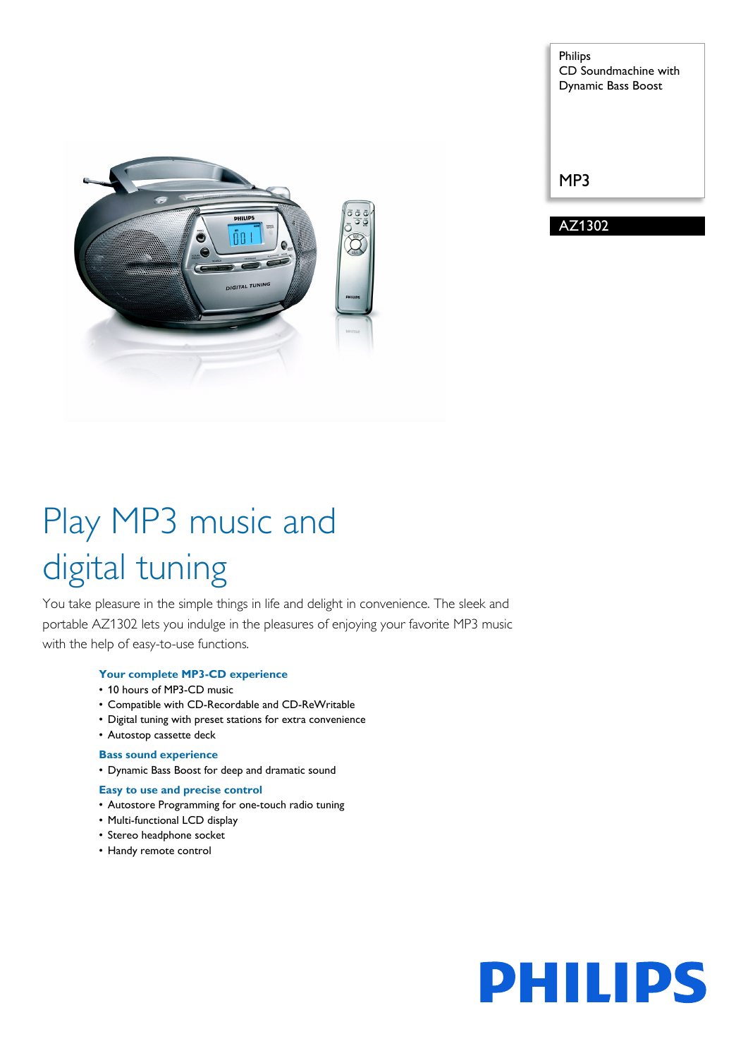Philips
CD Soundmachine with
Dynamic Bass Boost

MP3

AZ1302

# Play MP3 music and digital tuning

You take pleasure in the simple things in life and delight in convenience. The sleek and portable AZ1302 lets you indulge in the pleasures of enjoying your favorite MP3 music with the help of easy-to-use functions.

### Your complete MP3-CD experience
- 10 hours of MP3-CD music
- Compatible with CD-Recordable and CD-ReWritable
- Digital tuning with preset stations for extra convenience
- Autostop cassette deck

### Bass sound experience
- Dynamic Bass Boost for deep and dramatic sound

### Easy to use and precise control
- Autostore Programming for one-touch radio tuning
- Multi-functional LCD display
- Stereo headphone socket
- Handy remote control

PHILIPS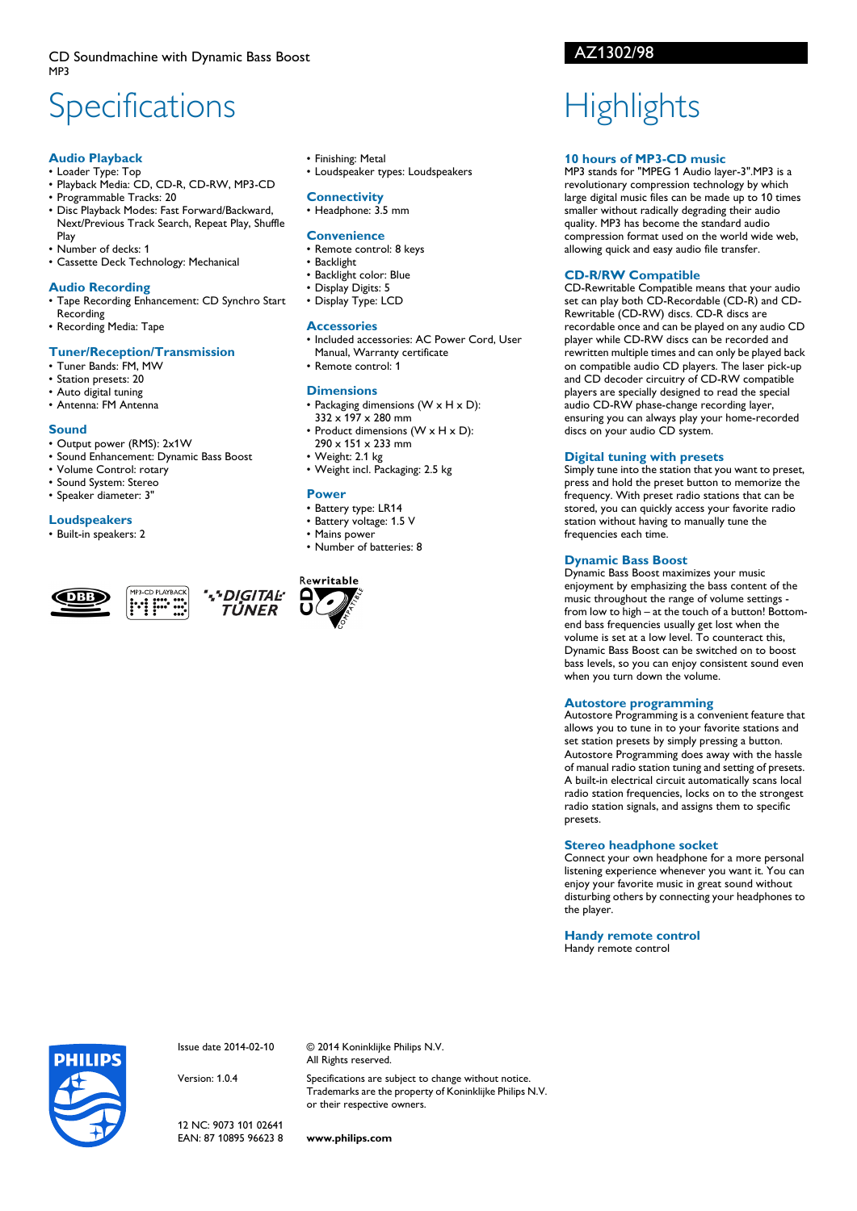CD Soundmachine with Dynamic Bass Boost
MP3

AZ1302/98

# Specifications

### Audio Playback
- Loader Type: Top
- Playback Media: CD, CD-R, CD-RW, MP3-CD
- Programmable Tracks: 20
- Disc Playback Modes: Fast Forward/Backward, Next/Previous Track Search, Repeat Play, Shuffle Play
- Number of decks: 1
- Cassette Deck Technology: Mechanical

### Audio Recording
- Tape Recording Enhancement: CD Synchro Start Recording
- Recording Media: Tape

### Tuner/Reception/Transmission
- Tuner Bands: FM, MW
- Station presets: 20
- Auto digital tuning
- Antenna: FM Antenna

### Sound
- Output power (RMS): 2x1W
- Sound Enhancement: Dynamic Bass Boost
- Volume Control: rotary
- Sound System: Stereo
- Speaker diameter: 3"

### Loudspeakers
- Built-in speakers: 2
- Finishing: Metal
- Loudspeaker types: Loudspeakers

### Connectivity
- Headphone: 3.5 mm

### Convenience
- Remote control: 8 keys
- Backlight
- Backlight color: Blue
- Display Digits: 5
- Display Type: LCD

### Accessories
- Included accessories: AC Power Cord, User Manual, Warranty certificate
- Remote control: 1

### Dimensions
- Packaging dimensions (W x H x D): 332 x 197 x 280 mm
- Product dimensions (W x H x D): 290 x 151 x 233 mm
- Weight: 2.1 kg
- Weight incl. Packaging: 2.5 kg

### Power
- Battery type: LR14
- Battery voltage: 1.5 V
- Mains power
- Number of batteries: 8

# Highlights

### 10 hours of MP3-CD music
MP3 stands for "MPEG 1 Audio layer-3".MP3 is a revolutionary compression technology by which large digital music files can be made up to 10 times smaller without radically degrading their audio quality. MP3 has become the standard audio compression format used on the world wide web, allowing quick and easy audio file transfer.

### CD-R/RW Compatible
CD-Rewritable Compatible means that your audio set can play both CD-Recordable (CD-R) and CD-Rewritable (CD-RW) discs. CD-R discs are recordable once and can be played on any audio CD player while CD-RW discs can be recorded and rewritten multiple times and can only be played back on compatible audio CD players. The laser pick-up and CD decoder circuitry of CD-RW compatible players are specially designed to read the special audio CD-RW phase-change recording layer, ensuring you can always play your home-recorded discs on your audio CD system.

### Digital tuning with presets
Simply tune into the station that you want to preset, press and hold the preset button to memorize the frequency. With preset radio stations that can be stored, you can quickly access your favorite radio station without having to manually tune the frequencies each time.

### Dynamic Bass Boost
Dynamic Bass Boost maximizes your music enjoyment by emphasizing the bass content of the music throughout the range of volume settings - from low to high – at the touch of a button! Bottom-end bass frequencies usually get lost when the volume is set at a low level. To counteract this, Dynamic Bass Boost can be switched on to boost bass levels, so you can enjoy consistent sound even when you turn down the volume.

### Autostore programming
Autostore Programming is a convenient feature that allows you to tune in to your favorite stations and set station presets by simply pressing a button. Autostore Programming does away with the hassle of manual radio station tuning and setting of presets. A built-in electrical circuit automatically scans local radio station frequencies, locks on to the strongest radio station signals, and assigns them to specific presets.

### Stereo headphone socket
Connect your own headphone for a more personal listening experience whenever you want it. You can enjoy your favorite music in great sound without disturbing others by connecting your headphones to the player.

### Handy remote control
Handy remote control

Issue date 2014-02-10

Version: 1.0.4

12 NC: 9073 101 02641
EAN: 87 10895 96623 8

© 2014 Koninklijke Philips N.V.
All Rights reserved.

Specifications are subject to change without notice. Trademarks are the property of Koninklijke Philips N.V. or their respective owners.

**www.philips.com**